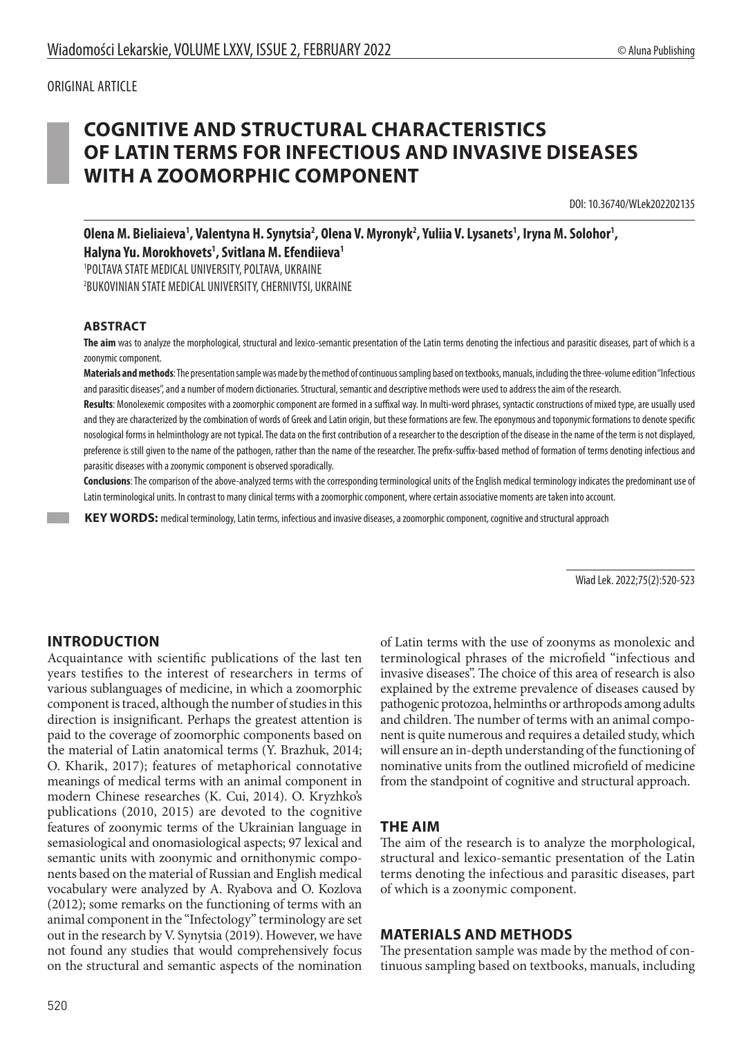ORIGINAL ARTICLE

# COGNITIVE AND STRUCTURAL CHARACTERISTICS OF LATIN TERMS FOR INFECTIOUS AND INVASIVE DISEASES WITH A ZOOMORPHIC COMPONENT

DOI: 10.36740/WLek202202135

**Olena M. Bieliaieva[1], Valentyna H. Synytsia[2], Olena V. Myronyk[2], Yuliia V. Lysanets[1], Iryna M. Solohor[1], Halyna Yu. Morokhovets[1], Svitlana M. Efendiieva[1]**

[1]POLTAVA STATE MEDICAL UNIVERSITY, POLTAVA, UKRAINE
[2]BUKOVINIAN STATE MEDICAL UNIVERSITY, CHERNIVTSI, UKRAINE

### ABSTRACT

**The aim** was to analyze the morphological, structural and lexico-semantic presentation of the Latin terms denoting the infectious and parasitic diseases, part of which is a zoonymic component.

**Materials and methods**: The presentation sample was made by the method of continuous sampling based on textbooks, manuals, including the three-volume edition "Infectious and parasitic diseases", and a number of modern dictionaries. Structural, semantic and descriptive methods were used to address the aim of the research.

**Results**: Monolexemic composites with a zoomorphic component are formed in a suffixal way. In multi-word phrases, syntactic constructions of mixed type, are usually used and they are characterized by the combination of words of Greek and Latin origin, but these formations are few. The eponymous and toponymic formations to denote specific nosological forms in helminthology are not typical. The data on the first contribution of a researcher to the description of the disease in the name of the term is not displayed, preference is still given to the name of the pathogen, rather than the name of the researcher. The prefix-suffix-based method of formation of terms denoting infectious and parasitic diseases with a zoonymic component is observed sporadically.

**Conclusions**: The comparison of the above-analyzed terms with the corresponding terminological units of the English medical terminology indicates the predominant use of Latin terminological units. In contrast to many clinical terms with a zoomorphic component, where certain associative moments are taken into account.

**KEY WORDS:** medical terminology, Latin terms, infectious and invasive diseases, a zoomorphic component, cognitive and structural approach

Wiad Lek. 2022;75(2):520-523

## INTRODUCTION

Acquaintance with scientific publications of the last ten years testifies to the interest of researchers in terms of various sublanguages of medicine, in which a zoomorphic component is traced, although the number of studies in this direction is insignificant. Perhaps the greatest attention is paid to the coverage of zoomorphic components based on the material of Latin anatomical terms (Y. Brazhuk, 2014; O. Kharik, 2017); features of metaphorical connotative meanings of medical terms with an animal component in modern Chinese researches (K. Cui, 2014). O. Kryzhko's publications (2010, 2015) are devoted to the cognitive features of zoonymic terms of the Ukrainian language in semasiological and onomasiological aspects; 97 lexical and semantic units with zoonymic and ornithonymic components based on the material of Russian and English medical vocabulary were analyzed by A. Ryabova and O. Kozlova (2012); some remarks on the functioning of terms with an animal component in the "Infectology" terminology are set out in the research by V. Synytsia (2019). However, we have not found any studies that would comprehensively focus on the structural and semantic aspects of the nomination of Latin terms with the use of zoonyms as monolexic and terminological phrases of the microfield "infectious and invasive diseases". The choice of this area of research is also explained by the extreme prevalence of diseases caused by pathogenic protozoa, helminths or arthropods among adults and children. The number of terms with an animal component is quite numerous and requires a detailed study, which will ensure an in-depth understanding of the functioning of nominative units from the outlined microfield of medicine from the standpoint of cognitive and structural approach.

## THE AIM

The aim of the research is to analyze the morphological, structural and lexico-semantic presentation of the Latin terms denoting the infectious and parasitic diseases, part of which is a zoonymic component.

## MATERIALS AND METHODS

The presentation sample was made by the method of continuous sampling based on textbooks, manuals, including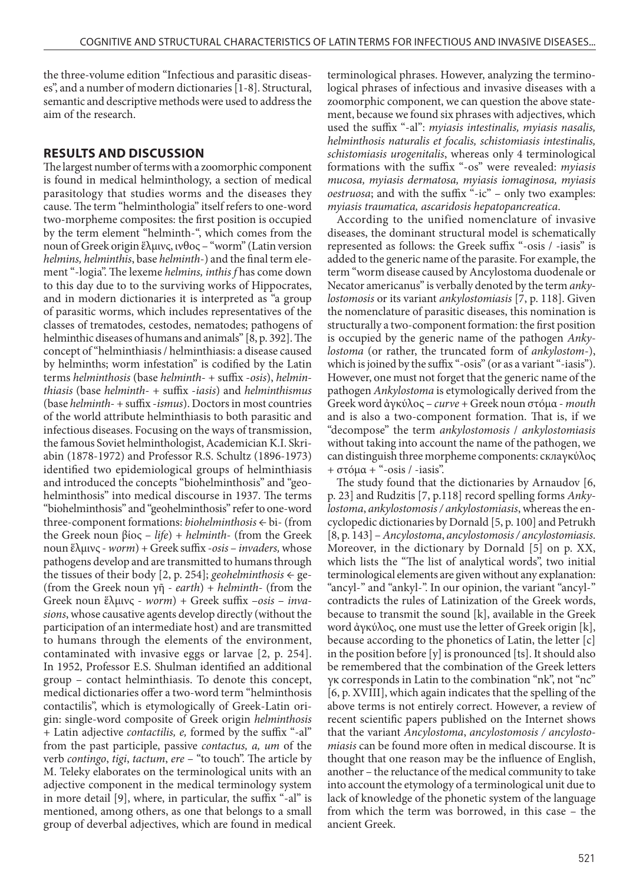the three-volume edition "Infectious and parasitic diseases", and a number of modern dictionaries [1-8]. Structural, semantic and descriptive methods were used to address the aim of the research.

## RESULTS AND DISCUSSION

The largest number of terms with a zoomorphic component is found in medical helminthology, a section of medical parasitology that studies worms and the diseases they cause. The term "helminthologia" itself refers to one-word two-morpheme composites: the first position is occupied by the term element "helminth-", which comes from the noun of Greek origin ἕλμινς, ινθος – "worm" (Latin version *helmins, helminthis*, base *helminth-*) and the final term element "-logia". The lexeme *helmins, inthis f* has come down to this day due to to the surviving works of Hippocrates, and in modern dictionaries it is interpreted as "a group of parasitic worms, which includes representatives of the classes of trematodes, cestodes, nematodes; pathogens of helminthic diseases of humans and animals" [8, p. 392]. The concept of "helminthiasis / helminthiasis: a disease caused by helminths; worm infestation" is codified by the Latin terms *helminthosis* (base *helminth-* + suffix *-osis*), *helminthiasis* (base *helminth-* + suffix *-iasis*) and *helminthismus* (base *helminth-* + suffix *-ismus*). Doctors in most countries of the world attribute helminthiasis to both parasitic and infectious diseases. Focusing on the ways of transmission, the famous Soviet helminthologist, Academician K.I. Skriabin (1878-1972) and Professor R.S. Schultz (1896-1973) identified two epidemiological groups of helminthiasis and introduced the concepts "biohelminthosis" and "geohelminthosis" into medical discourse in 1937. The terms "biohelminthosis" and "geohelminthosis" refer to one-word three-component formations: *biohelminthosis* ← bi- (from the Greek noun βίος – *life*) + *helminth-* (from the Greek noun ἕλμινς - *worm*) + Greek suffix *-osis – invaders,* whose pathogens develop and are transmitted to humans through the tissues of their body [2, p. 254]; *geohelminthosis* ← ge- (from the Greek noun γῆ - *earth*) + *helminth-* (from the Greek noun ἕλμινς - *worm*) + Greek suffix *–osis – invasions*, whose causative agents develop directly (without the participation of an intermediate host) and are transmitted to humans through the elements of the environment, contaminated with invasive eggs or larvae [2, p. 254]. In 1952, Professor E.S. Shulman identified an additional group – contact helminthiasis. To denote this concept, medical dictionaries offer a two-word term "helminthosis contactilis", which is etymologically of Greek-Latin origin: single-word composite of Greek origin *helminthosis* + Latin adjective *contactilis, e,* formed by the suffix "-al" from the past participle, passive *contactus, a, um* of the verb *contingo*, *tigi*, *tactum*, *ere* – "to touch". The article by M. Teleky elaborates on the terminological units with an adjective component in the medical terminology system in more detail [9], where, in particular, the suffix "-al" is mentioned, among others, as one that belongs to a small group of deverbal adjectives, which are found in medical terminological phrases. However, analyzing the terminological phrases of infectious and invasive diseases with a zoomorphic component, we can question the above statement, because we found six phrases with adjectives, which used the suffix "-al": *myiasis intestinalis, myiasis nasalis, helminthosis naturalis et focalis, schistomiasis intestinalis, schistomiasis urogenitalis*, whereas only 4 terminological formations with the suffix "-os" were revealed: *myiasis mucosa, myiasis dermatosa, myiasis iomaginosa, myiasis oestruosa*; and with the suffix "-ic" – only two examples: *myiasis traumatica, ascaridosis hepatopancreatica*.

According to the unified nomenclature of invasive diseases, the dominant structural model is schematically represented as follows: the Greek suffix "-osis / -iasis" is added to the generic name of the parasite. For example, the term "worm disease caused by Ancylostoma duodenale or Necator americanus" is verbally denoted by the term *ankylostomosis* or its variant *ankylostomiasis* [7, p. 118]. Given the nomenclature of parasitic diseases, this nomination is structurally a two-component formation: the first position is occupied by the generic name of the pathogen *Ankylostoma* (or rather, the truncated form of *ankylostom-*), which is joined by the suffix "-osis" (or as a variant "-iasis"). However, one must not forget that the generic name of the pathogen *Ankylostoma* is etymologically derived from the Greek word ἀγκύλος – *curve* + Greek noun στόμα - *mouth* and is also a two-component formation. That is, if we "decompose" the term *ankylostomosis* / *ankylostomiasis* without taking into account the name of the pathogen, we can distinguish three morpheme components: скдагκύλος + στόμα + "-osis / -iasis".

The study found that the dictionaries by Arnaudov [6, p. 23] and Rudzitis [7, p.118] record spelling forms *Ankylostoma*, *ankylostomosis / ankylostomiasis*, whereas the encyclopedic dictionaries by Dornald [5, p. 100] and Petrukh [8, p. 143] – *Ancylostoma*, *ancylostomosis / ancylostomiasis*. Moreover, in the dictionary by Dornald [5] on p. XX, which lists the "The list of analytical words", two initial terminological elements are given without any explanation: "ancyl-" and "ankyl-". In our opinion, the variant "ancyl-" contradicts the rules of Latinization of the Greek words, because to transmit the sound [k], available in the Greek word ἀγκύλος, one must use the letter of Greek origin [k], because according to the phonetics of Latin, the letter [c] in the position before [y] is pronounced [ts]. It should also be remembered that the combination of the Greek letters γκ corresponds in Latin to the combination "nk", not "nc" [6, p. XVIII], which again indicates that the spelling of the above terms is not entirely correct. However, a review of recent scientific papers published on the Internet shows that the variant *Ancylostoma*, *ancylostomosis / ancylostomiasis* can be found more often in medical discourse. It is thought that one reason may be the influence of English, another – the reluctance of the medical community to take into account the etymology of a terminological unit due to lack of knowledge of the phonetic system of the language from which the term was borrowed, in this case – the ancient Greek.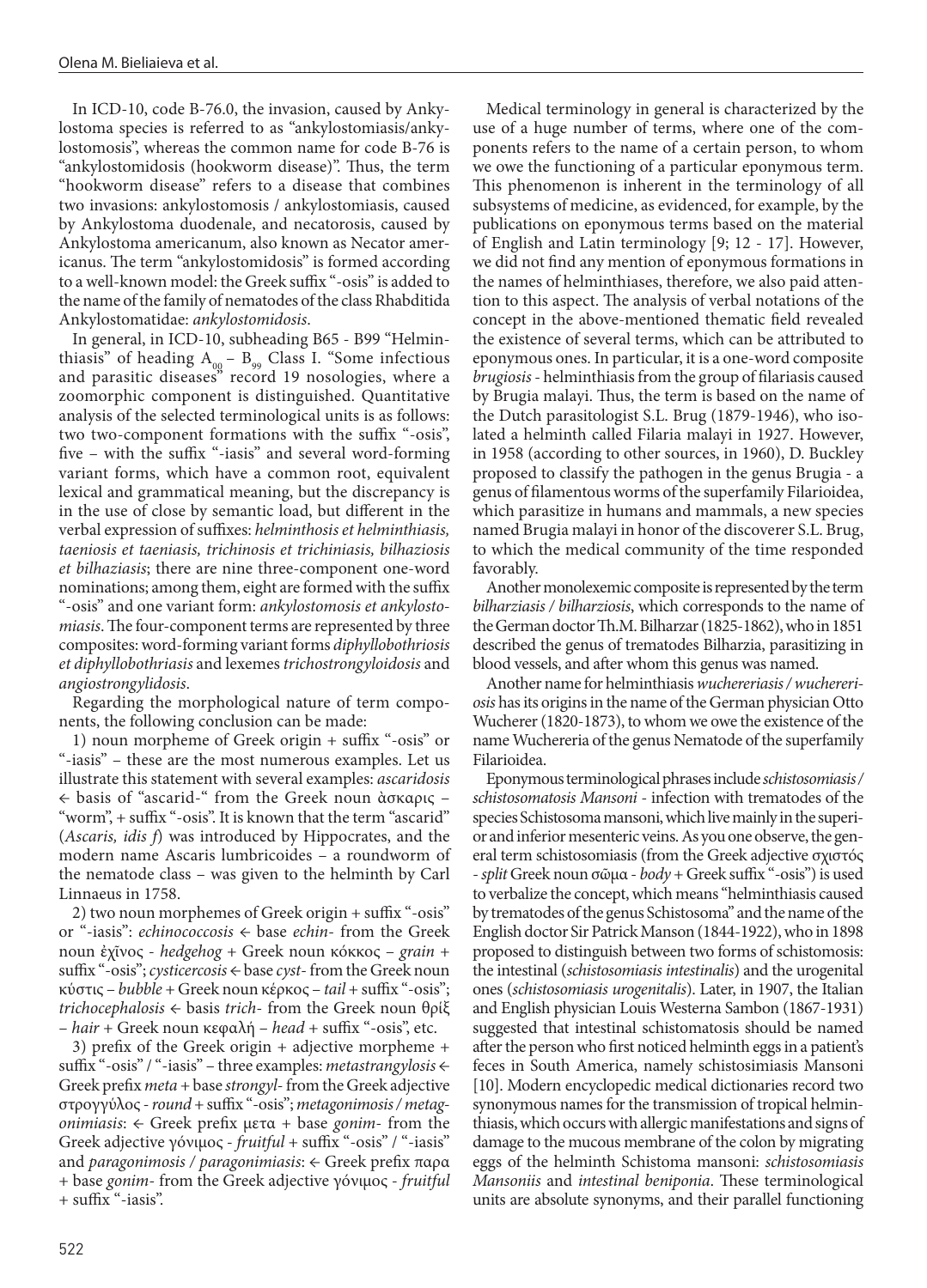In ICD-10, code B-76.0, the invasion, caused by Ankylostoma species is referred to as "ankylostomiasis/ankylostomosis", whereas the common name for code B-76 is "ankylostomidosis (hookworm disease)". Thus, the term "hookworm disease" refers to a disease that combines two invasions: ankylostomosis / ankylostomiasis, caused by Ankylostoma duodenale, and necatorosis, caused by Ankylostoma americanum, also known as Necator americanus. The term "ankylostomidosis" is formed according to a well-known model: the Greek suffix "-osis" is added to the name of the family of nematodes of the class Rhabditida Ankylostomatidae: *ankylostomidosis*.

In general, in ICD-10, subheading B65 - B99 "Helminthiasis" of heading $A_{00}$ – $B_{99}$ Class I. "Some infectious and parasitic diseases" record 19 nosologies, where a zoomorphic component is distinguished. Quantitative analysis of the selected terminological units is as follows: two two-component formations with the suffix "-osis", five – with the suffix "-iasis" and several word-forming variant forms, which have a common root, equivalent lexical and grammatical meaning, but the discrepancy is in the use of close by semantic load, but different in the verbal expression of suffixes: *helminthosis et helminthiasis, taeniosis et taeniasis, trichinosis et trichiniasis, bilhaziosis et bilhaziasis*; there are nine three-component one-word nominations; among them, eight are formed with the suffix "-osis" and one variant form: *ankylostomosis et ankylostomiasis*. The four-component terms are represented by three composites: word-forming variant forms *diphyllobothriosis et diphyllobothriasis* and lexemes *trichostrongyloidosis* and *angiostrongylidosis*.

Regarding the morphological nature of term components, the following conclusion can be made:

1) noun morpheme of Greek origin + suffix "-osis" or "-iasis" – these are the most numerous examples. Let us illustrate this statement with several examples: *ascaridosis* ← basis of "ascarid-" from the Greek noun ἀσκαρις – "worm", + suffix "-osis". It is known that the term "ascarid" (*Ascaris, idis f*) was introduced by Hippocrates, and the modern name Ascaris lumbricoides – a roundworm of the nematode class – was given to the helminth by Carl Linnaeus in 1758.

2) two noun morphemes of Greek origin + suffix "-osis" or "-iasis": *echinococcosis* ← base *echin-* from the Greek noun ἐχῖνος - *hedgehog* + Greek noun κόκκος – *grain* + suffix "-osis"; *cysticercosis* ← base *cyst-* from the Greek noun κύστις – *bubble* + Greek noun κέρκος – *tail* + suffix "-osis"; *trichocephalosis* ← basis *trich-* from the Greek noun θρίξ – *hair* + Greek noun κεφαλή – *head* + suffix "-osis", etc.

3) prefix of the Greek origin + adjective morpheme + suffix "-osis" / "-iasis" – three examples: *metastrangylosis* ← Greek prefix *meta* + base *strongyl-* from the Greek adjective στρογγύλος - *round* + suffix "-osis"; *metagonimosis / metagonimiasis*: ← Greek prefix μετα + base *gonim-* from the Greek adjective γόνιμος - *fruitful* + suffix "-osis" / "-iasis" and *paragonimosis / paragonimiasis*: ← Greek prefix παρα + base *gonim-* from the Greek adjective γόνιμος - *fruitful* + suffix "-iasis".

Medical terminology in general is characterized by the use of a huge number of terms, where one of the components refers to the name of a certain person, to whom we owe the functioning of a particular eponymous term. This phenomenon is inherent in the terminology of all subsystems of medicine, as evidenced, for example, by the publications on eponymous terms based on the material of English and Latin terminology [9; 12 - 17]. However, we did not find any mention of eponymous formations in the names of helminthiases, therefore, we also paid attention to this aspect. The analysis of verbal notations of the concept in the above-mentioned thematic field revealed the existence of several terms, which can be attributed to eponymous ones. In particular, it is a one-word composite *brugiosis* - helminthiasis from the group of filariasis caused by Brugia malayi. Thus, the term is based on the name of the Dutch parasitologist S.L. Brug (1879-1946), who isolated a helminth called Filaria malayi in 1927. However, in 1958 (according to other sources, in 1960), D. Buckley proposed to classify the pathogen in the genus Brugia - a genus of filamentous worms of the superfamily Filarioidea, which parasitize in humans and mammals, a new species named Brugia malayi in honor of the discoverer S.L. Brug, to which the medical community of the time responded favorably.

Another monolexemic composite is represented by the term *bilharziasis / bilharziosis*, which corresponds to the name of the German doctor Th.M. Bilharzar (1825-1862), who in 1851 described the genus of trematodes Bilharzia, parasitizing in blood vessels, and after whom this genus was named.

Another name for helminthiasis *wuchereriasis / wuchereriosis* has its origins in the name of the German physician Otto Wucherer (1820-1873), to whom we owe the existence of the name Wuchereria of the genus Nematode of the superfamily Filarioidea.

Eponymous terminological phrases include *schistosomiasis / schistosomatosis Mansoni* - infection with trematodes of the species Schistosoma mansoni, which live mainly in the superior and inferior mesenteric veins. As you one observe, the general term schistosomiasis (from the Greek adjective σχιστός - *split* Greek noun σῶμα - *body* + Greek suffix "-osis") is used to verbalize the concept, which means "helminthiasis caused by trematodes of the genus Schistosoma" and the name of the English doctor Sir Patrick Manson (1844-1922), who in 1898 proposed to distinguish between two forms of schistosomosis: the intestinal (*schistosomiasis intestinalis*) and the urogenital ones (*schistosomiasis urogenitalis*). Later, in 1907, the Italian and English physician Louis Westerna Sambon (1867-1931) suggested that intestinal schistomatosis should be named after the person who first noticed helminth eggs in a patient's feces in South America, namely schistosimiasis Mansoni [10]. Modern encyclopedic medical dictionaries record two synonymous names for the transmission of tropical helminthiasis, which occurs with allergic manifestations and signs of damage to the mucous membrane of the colon by migrating eggs of the helminth Schistoma mansoni: *schistosomiasis Mansoniis* and *intestinal beniponia*. These terminological units are absolute synonyms, and their parallel functioning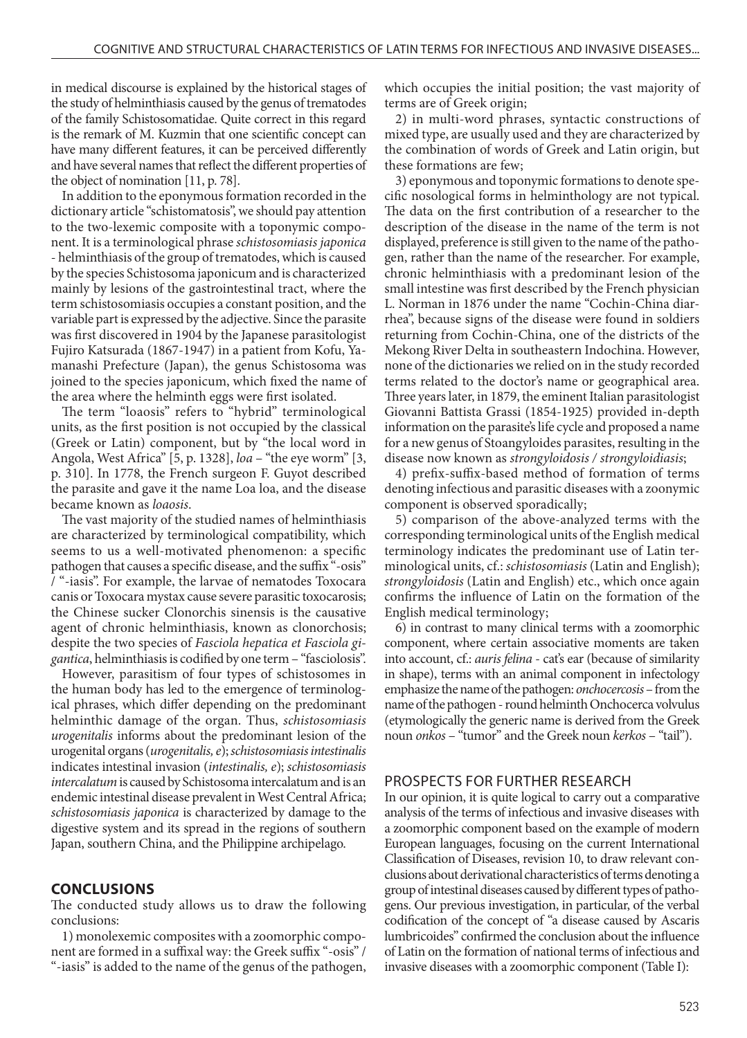in medical discourse is explained by the historical stages of the study of helminthiasis caused by the genus of trematodes of the family Schistosomatidae. Quite correct in this regard is the remark of M. Kuzmin that one scientific concept can have many different features, it can be perceived differently and have several names that reflect the different properties of the object of nomination [11, p. 78].

In addition to the eponymous formation recorded in the dictionary article "schistomatosis", we should pay attention to the two-lexemic composite with a toponymic component. It is a terminological phrase *schistosomiasis japonica* - helminthiasis of the group of trematodes, which is caused by the species Schistosoma japonicum and is characterized mainly by lesions of the gastrointestinal tract, where the term schistosomiasis occupies a constant position, and the variable part is expressed by the adjective. Since the parasite was first discovered in 1904 by the Japanese parasitologist Fujiro Katsurada (1867-1947) in a patient from Kofu, Yamanashi Prefecture (Japan), the genus Schistosoma was joined to the species japonicum, which fixed the name of the area where the helminth eggs were first isolated.

The term "loaosis" refers to "hybrid" terminological units, as the first position is not occupied by the classical (Greek or Latin) component, but by "the local word in Angola, West Africa" [5, p. 1328], *loa* – "the eye worm" [3, p. 310]. In 1778, the French surgeon F. Guyot described the parasite and gave it the name Loa loa, and the disease became known as *loaosis*.

The vast majority of the studied names of helminthiasis are characterized by terminological compatibility, which seems to us a well-motivated phenomenon: a specific pathogen that causes a specific disease, and the suffix "-osis" / "-iasis". For example, the larvae of nematodes Toxocara canis or Toxocara mystax cause severe parasitic toxocarosis; the Chinese sucker Clonorchis sinensis is the causative agent of chronic helminthiasis, known as clonorchosis; despite the two species of *Fasciola hepatica et Fasciola gigantica*, helminthiasis is codified by one term – "fasciolosis".

However, parasitism of four types of schistosomes in the human body has led to the emergence of terminological phrases, which differ depending on the predominant helminthic damage of the organ. Thus, *schistosomiasis urogenitalis* informs about the predominant lesion of the urogenital organs (*urogenitalis, e*); *schistosomiasis intestinalis* indicates intestinal invasion (*intestinalis, e*); *schistosomiasis intercalatum* is caused by Schistosoma intercalatum and is an endemic intestinal disease prevalent in West Central Africa; *schistosomiasis japonica* is characterized by damage to the digestive system and its spread in the regions of southern Japan, southern China, and the Philippine archipelago.

## CONCLUSIONS

The conducted study allows us to draw the following conclusions:

1) monolexemic composites with a zoomorphic component are formed in a suffixal way: the Greek suffix "-osis" / "-iasis" is added to the name of the genus of the pathogen, which occupies the initial position; the vast majority of terms are of Greek origin;

2) in multi-word phrases, syntactic constructions of mixed type, are usually used and they are characterized by the combination of words of Greek and Latin origin, but these formations are few;

3) eponymous and toponymic formations to denote specific nosological forms in helminthology are not typical. The data on the first contribution of a researcher to the description of the disease in the name of the term is not displayed, preference is still given to the name of the pathogen, rather than the name of the researcher. For example, chronic helminthiasis with a predominant lesion of the small intestine was first described by the French physician L. Norman in 1876 under the name "Cochin-China diarrhea", because signs of the disease were found in soldiers returning from Cochin-China, one of the districts of the Mekong River Delta in southeastern Indochina. However, none of the dictionaries we relied on in the study recorded terms related to the doctor's name or geographical area. Three years later, in 1879, the eminent Italian parasitologist Giovanni Battista Grassi (1854-1925) provided in-depth information on the parasite's life cycle and proposed a name for a new genus of Stoangyloides parasites, resulting in the disease now known as *strongyloidosis / strongyloidiasis*;

4) prefix-suffix-based method of formation of terms denoting infectious and parasitic diseases with a zoonymic component is observed sporadically;

5) comparison of the above-analyzed terms with the corresponding terminological units of the English medical terminology indicates the predominant use of Latin terminological units, cf.: *schistosomiasis* (Latin and English); *strongyloidosis* (Latin and English) etc., which once again confirms the influence of Latin on the formation of the English medical terminology;

6) in contrast to many clinical terms with a zoomorphic component, where certain associative moments are taken into account, cf.: *auris felina* - cat's ear (because of similarity in shape), terms with an animal component in infectology emphasize the name of the pathogen: *onchocercosis* – from the name of the pathogen - round helminth Onchocerca volvulus (etymologically the generic name is derived from the Greek noun *onkos* – "tumor" and the Greek noun *kerkos* – "tail").

## PROSPECTS FOR FURTHER RESEARCH

In our opinion, it is quite logical to carry out a comparative analysis of the terms of infectious and invasive diseases with a zoomorphic component based on the example of modern European languages, focusing on the current International Classification of Diseases, revision 10, to draw relevant conclusions about derivational characteristics of terms denoting a group of intestinal diseases caused by different types of pathogens. Our previous investigation, in particular, of the verbal codification of the concept of "a disease caused by Ascaris lumbricoides" confirmed the conclusion about the influence of Latin on the formation of national terms of infectious and invasive diseases with a zoomorphic component (Table I):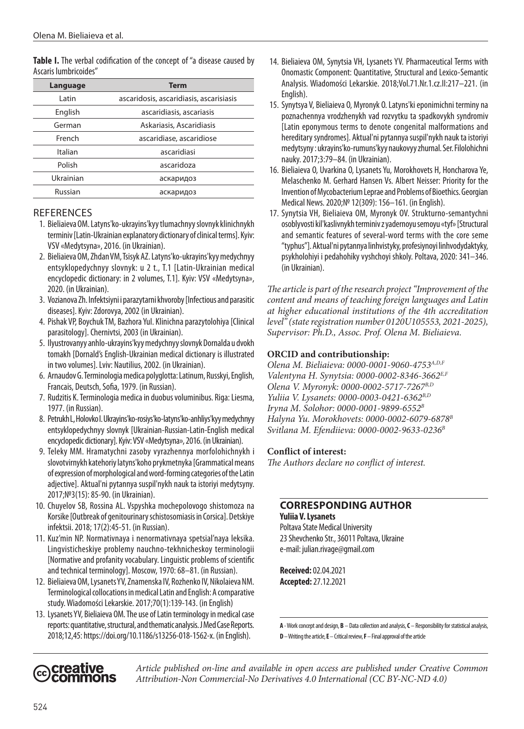**Table I.** The verbal codification of the concept of "a disease caused by Ascaris lumbricoides"

| Language | Term |
|---|---|
| Latin | ascaridosis, ascaridiasis, ascarisiasis |
| English | ascaridiasis, ascariasis |
| German | Askariasis, Ascaridiasis |
| French | ascaridiase, ascaridiose |
| Italian | ascaridiasi |
| Polish | ascaridoza |
| Ukrainian | аскаридоз |
| Russian | аскаридоз |

## REFERENCES

1. Bieliaieva OM. Latyns'ko-ukrayins'kyy tlumachnyy slovnyk klinichnykh terminiv [Latin-Ukrainian explanatory dictionary of clinical terms]. Kyiv: VSV «Medytsyna», 2016. (in Ukrainian).
2. Bieliaieva OM, Zhdan VM, Tsisyk AZ. Latyns'ko-ukrayins'kyy medychnyy entsyklopedychnyy slovnyk: u 2 t., T.1 [Latin-Ukrainian medical encyclopedic dictionary: in 2 volumes, T.1]. Kyiv: VSV «Medytsyna», 2020. (in Ukrainian).
3. Vozianova Zh. Infektsiyni i parazytarni khvoroby [Infectious and parasitic diseases]. Kyiv: Zdorovya, 2002 (in Ukrainian).
4. Pishak VP, Boychuk TM, Bazhora YuI. Klinichna parazytolohiya [Clinical parasitology]. Chernivtsi, 2003 (in Ukrainian).
5. Ilyustrovanyy anhlo-ukrayins'kyy medychnyy slovnyk Dornalda u dvokh tomakh [Dornald's English-Ukrainian medical dictionary is illustrated in two volumes]. Lviv: Nautilius, 2002. (in Ukrainian).
6. Arnaudov G. Terminologia medica polyglotta: Latinum, Russkyi, English, Francais, Deutsch, Sofia, 1979. (in Russian).
7. Rudzitis K. Terminologia medica in duobus voluminibus. Riga: Liesma, 1977. (in Russian).
8. Petrukh L, Holovko I. Ukrayins'ko-rosiys'ko-latyns'ko-anhliys'kyy medychnyy entsyklopedychnyy slovnyk [Ukrainian-Russian-Latin-English medical encyclopedic dictionary]. Kyiv: VSV «Medytsyna», 2016. (in Ukrainian).
9. Teleky MM. Hramatychni zasoby vyrazhennya morfolohichnykh i slovotvirnykh katehoriy latyns'koho prykmetnyka [Grammatical means of expression of morphological and word-forming categories of the Latin adjective]. Aktual'ni pytannya suspil'nykh nauk ta istoriyi medytsyny. 2017;№3(15): 85-90. (in Ukrainian).
10. Chuyelov SB, Rossina AL. Vspyshka mochepolovogo shistomoza na Korsike [Outbreak of genitourinary schistosomiasis in Corsica]. Detskiye infektsii. 2018; 17(2):45-51. (in Russian).
11. Kuz'min NP. Normativnaya i nenormativnaya spetsial'naya leksika. Lingvisticheskiye problemy nauchno-tekhnicheskoy terminologii [Normative and profanity vocabulary. Linguistic problems of scientific and technical terminology]. Moscow, 1970: 68–81. (in Russian).
12. Bieliaieva OM, Lysanets YV, Znamenska IV, Rozhenko IV, Nikolaieva NM. Terminological collocations in medical Latin and English: A comparative study. Wiadomości Lekarskie. 2017;70(1):139-143. (in English)
13. Lysanets YV, Bieliaieva OM. The use of Latin terminology in medical case reports: quantitative, structural, and thematic analysis. J Med Case Reports. 2018;12,45: https://doi.org/10.1186/s13256-018-1562-x. (in English).
14. Bieliaieva OM, Synytsia VH, Lysanets YV. Pharmaceutical Terms with Onomastic Component: Quantitative, Structural and Lexico-Semantic Analysis. Wiadomości Lekarskie. 2018;Vol.71.Nr.1.cz.II:217–221. (in English).
15. Synytsya V, Bieliaieva O, Myronyk O. Latyns'ki eponimichni terminy na poznachennya vrodzhenykh vad rozvytku ta spadkovykh syndromiv [Latin eponymous terms to denote congenital malformations and hereditary syndromes]. Aktual'ni pytannya suspil'nykh nauk ta istoriyi medytsyny : ukrayins'ko-rumuns'kyy naukovyy zhurnal. Ser. Filolohichni nauky. 2017;3:79–84. (in Ukrainian).
16. Bieliaieva O, Uvarkina O, Lysanets Yu, Morokhovets H, Honcharova Ye, Melaschenko M. Gerhard Hansen Vs. Albert Neisser: Priority for the Invention of Mycobacterium Leprae and Problems of Bioethics. Georgian Medical News. 2020;№ 12(309): 156–161. (in English).
17. Synytsia VH, Bieliaieva OM, Myronyk OV. Strukturno-semantychni osoblyvosti kil'kaslivnykh terminiv z yadernoyu semoyu «tyf» [Structural and semantic features of several-word terms with the core seme "typhus"]. Aktual'ni pytannya linhvistyky, profesiynoyi linhvodydaktyky, psykholohiyi i pedahohiky vyshchoyi shkoly. Poltava, 2020: 341–346. (in Ukrainian).

*The article is part of the research project "Improvement of the content and means of teaching foreign languages and Latin at higher educational institutions of the 4th accreditation level" (state registration number 0120U105553, 2021-2025), Supervisor: Ph.D., Assoc. Prof. Olena M. Bieliaieva.*

**ORCID and contributionship:**

*Olena M. Bieliaieva: 0000-0001-9060-4753* [A,D,F]
*Valentyna H. Synytsia: 0000-0002-8346-3662* [E,F]
*Olena V. Myronyk: 0000-0002-5717-7267* [B,D]
*Yuliia V. Lysanets: 0000-0003-0421-6362* [B,D]
*Iryna M. Solohor: 0000-0001-9899-6552* [B]
*Halyna Yu. Morokhovets: 0000-0002-6079-6878* [B]
*Svitlana M. Efendiieva: 0000-0002-9633-0236* [B]

**Conflict of interest:**

*The Authors declare no conflict of interest.*

## CORRESPONDING AUTHOR

**Yuliia V. Lysanets**
Poltava State Medical University
23 Shevchenko Str., 36011 Poltava, Ukraine
e-mail: julian.rivage@gmail.com

**Received:** 02.04.2021
**Accepted:** 27.12.2021

**A** - Work concept and design, **B** – Data collection and analysis, **C** – Responsibility for statistical analysis, **D** – Writing the article, **E** – Critical review, **F** – Final approval of the article

*Article published on-line and available in open access are published under Creative Common Attribution-Non Commercial-No Derivatives 4.0 International (CC BY-NC-ND 4.0)*